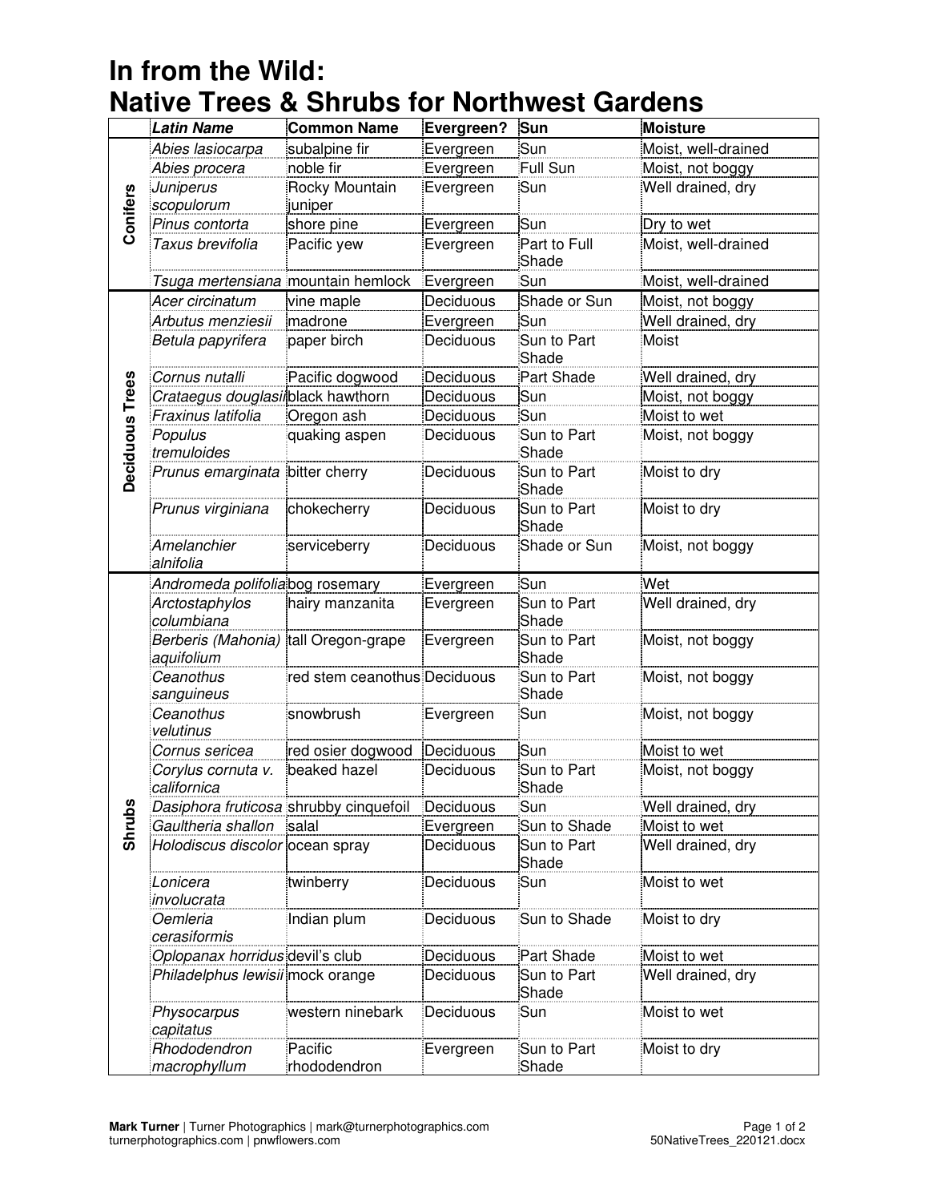# In from the Wild: Native Trees & Shrubs for Northwest Gardens

| | Latin Name | Common Name | Evergreen? | Sun | Moisture |
|---|---|---|---|---|---|
| Conifers | *Abies lasiocarpa* | subalpine fir | Evergreen | Sun | Moist, well-drained |
| | *Abies procera* | noble fir | Evergreen | Full Sun | Moist, not boggy |
| | *Juniperus scopulorum* | Rocky Mountain juniper | Evergreen | Sun | Well drained, dry |
| | *Pinus contorta* | shore pine | Evergreen | Sun | Dry to wet |
| | *Taxus brevifolia* | Pacific yew | Evergreen | Part to Full Shade | Moist, well-drained |
| | *Tsuga mertensiana* | mountain hemlock | Evergreen | Sun | Moist, well-drained |
| Deciduous Trees | *Acer circinatum* | vine maple | Deciduous | Shade or Sun | Moist, not boggy |
| | *Arbutus menziesii* | madrone | Evergreen | Sun | Well drained, dry |
| | *Betula papyrifera* | paper birch | Deciduous | Sun to Part Shade | Moist |
| | *Cornus nutalli* | Pacific dogwood | Deciduous | Part Shade | Well drained, dry |
| | *Crataegus douglasii* | black hawthorn | Deciduous | Sun | Moist, not boggy |
| | *Fraxinus latifolia* | Oregon ash | Deciduous | Sun | Moist to wet |
| | *Populus tremuloides* | quaking aspen | Deciduous | Sun to Part Shade | Moist, not boggy |
| | *Prunus emarginata* | bitter cherry | Deciduous | Sun to Part Shade | Moist to dry |
| | *Prunus virginiana* | chokecherry | Deciduous | Sun to Part Shade | Moist to dry |
| | *Amelanchier alnifolia* | serviceberry | Deciduous | Shade or Sun | Moist, not boggy |
| Shrubs | *Andromeda polifolia* | bog rosemary | Evergreen | Sun | Wet |
| | *Arctostaphylos columbiana* | hairy manzanita | Evergreen | Sun to Part Shade | Well drained, dry |
| | *Berberis (Mahonia) aquifolium* | tall Oregon-grape | Evergreen | Sun to Part Shade | Moist, not boggy |
| | *Ceanothus sanguineus* | red stem ceanothus | Deciduous | Sun to Part Shade | Moist, not boggy |
| | *Ceanothus velutinus* | snowbrush | Evergreen | Sun | Moist, not boggy |
| | *Cornus sericea* | red osier dogwood | Deciduous | Sun | Moist to wet |
| | *Corylus cornuta v. californica* | beaked hazel | Deciduous | Sun to Part Shade | Moist, not boggy |
| | *Dasiphora fruticosa* | shrubby cinquefoil | Deciduous | Sun | Well drained, dry |
| | *Gaultheria shallon* | salal | Evergreen | Sun to Shade | Moist to wet |
| | *Holodiscus discolor* | ocean spray | Deciduous | Sun to Part Shade | Well drained, dry |
| | *Lonicera involucrata* | twinberry | Deciduous | Sun | Moist to wet |
| | *Oemleria cerasiformis* | Indian plum | Deciduous | Sun to Shade | Moist to dry |
| | *Oplopanax horridus* | devil's club | Deciduous | Part Shade | Moist to wet |
| | *Philadelphus lewisii* | mock orange | Deciduous | Sun to Part Shade | Well drained, dry |
| | *Physocarpus capitatus* | western ninebark | Deciduous | Sun | Moist to wet |
| | *Rhododendron macrophyllum* | Pacific rhododendron | Evergreen | Sun to Part Shade | Moist to dry |

**Mark Turner** | Turner Photographics | mark@turnerphotographics.com
turnerphotographics.com | pnwflowers.com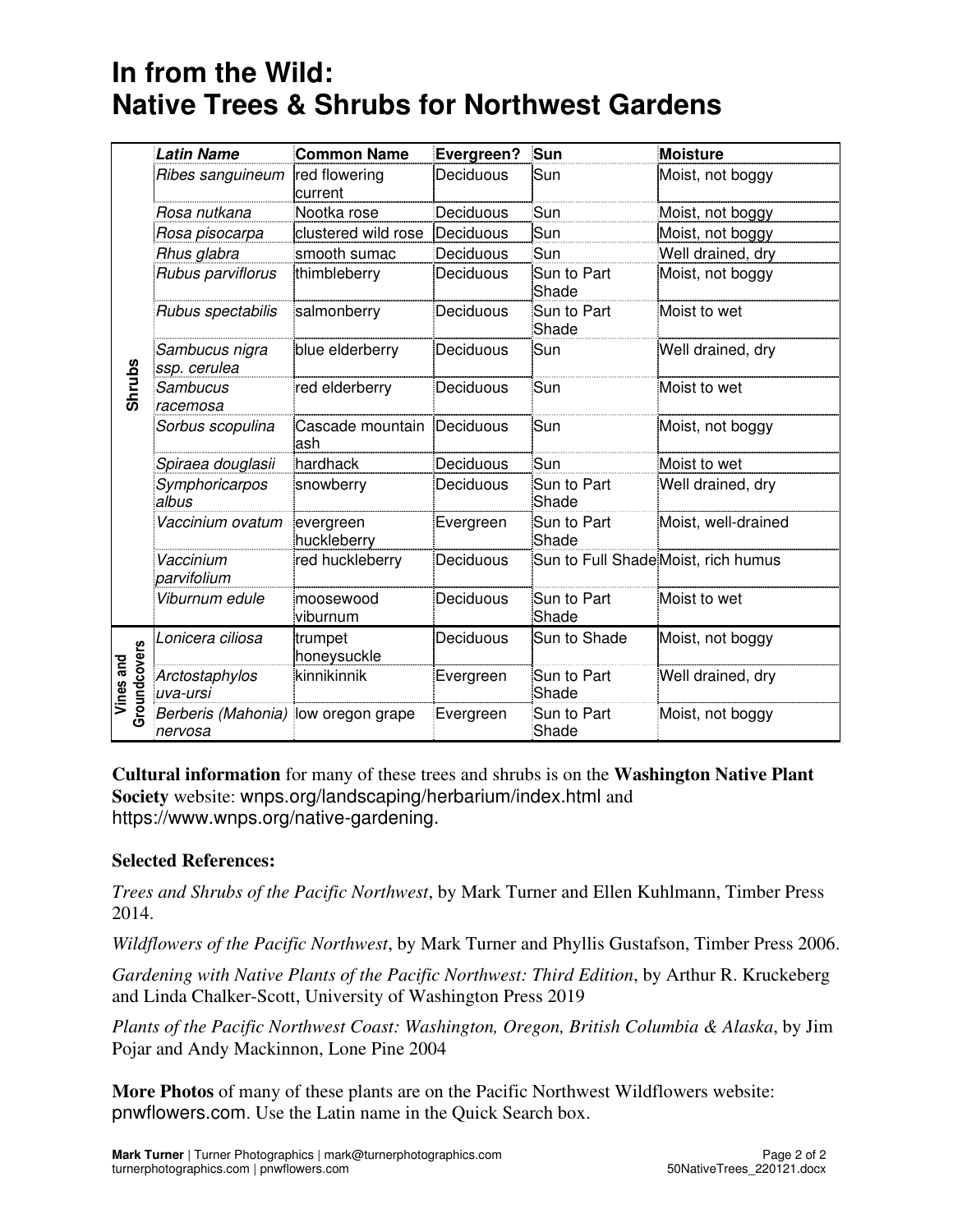# In from the Wild:
# Native Trees & Shrubs for Northwest Gardens

| | Latin Name | Common Name | Evergreen? | Sun | Moisture |
|---|---|---|---|---|---|
| Shrubs | *Ribes sanguineum* | red flowering current | Deciduous | Sun | Moist, not boggy |
| | *Rosa nutkana* | Nootka rose | Deciduous | Sun | Moist, not boggy |
| | *Rosa pisocarpa* | clustered wild rose | Deciduous | Sun | Moist, not boggy |
| | *Rhus glabra* | smooth sumac | Deciduous | Sun | Well drained, dry |
| | *Rubus parviflorus* | thimbleberry | Deciduous | Sun to Part Shade | Moist, not boggy |
| | *Rubus spectabilis* | salmonberry | Deciduous | Sun to Part Shade | Moist to wet |
| | *Sambucus nigra ssp. cerulea* | blue elderberry | Deciduous | Sun | Well drained, dry |
| | *Sambucus racemosa* | red elderberry | Deciduous | Sun | Moist to wet |
| | *Sorbus scopulina* | Cascade mountain ash | Deciduous | Sun | Moist, not boggy |
| | *Spiraea douglasii* | hardhack | Deciduous | Sun | Moist to wet |
| | *Symphoricarpos albus* | snowberry | Deciduous | Sun to Part Shade | Well drained, dry |
| | *Vaccinium ovatum* | evergreen huckleberry | Evergreen | Sun to Part Shade | Moist, well-drained |
| | *Vaccinium parvifolium* | red huckleberry | Deciduous | Sun to Full Shade | Moist, rich humus |
| | *Viburnum edule* | moosewood viburnum | Deciduous | Sun to Part Shade | Moist to wet |
| Vines and Groundcovers | *Lonicera ciliosa* | trumpet honeysuckle | Deciduous | Sun to Shade | Moist, not boggy |
| | *Arctostaphylos uva-ursi* | kinnikinnik | Evergreen | Sun to Part Shade | Well drained, dry |
| | *Berberis (Mahonia) nervosa* | low oregon grape | Evergreen | Sun to Part Shade | Moist, not boggy |

**Cultural information** for many of these trees and shrubs is on the **Washington Native Plant Society** website: wnps.org/landscaping/herbarium/index.html and https://www.wnps.org/native-gardening.

**Selected References:**

*Trees and Shrubs of the Pacific Northwest*, by Mark Turner and Ellen Kuhlmann, Timber Press 2014.

*Wildflowers of the Pacific Northwest*, by Mark Turner and Phyllis Gustafson, Timber Press 2006.

*Gardening with Native Plants of the Pacific Northwest: Third Edition*, by Arthur R. Kruckeberg and Linda Chalker-Scott, University of Washington Press 2019

*Plants of the Pacific Northwest Coast: Washington, Oregon, British Columbia & Alaska*, by Jim Pojar and Andy Mackinnon, Lone Pine 2004

**More Photos** of many of these plants are on the Pacific Northwest Wildflowers website: pnwflowers.com. Use the Latin name in the Quick Search box.

**Mark Turner** | Turner Photographics | mark@turnerphotographics.com
turnerphotographics.com | pnwflowers.com